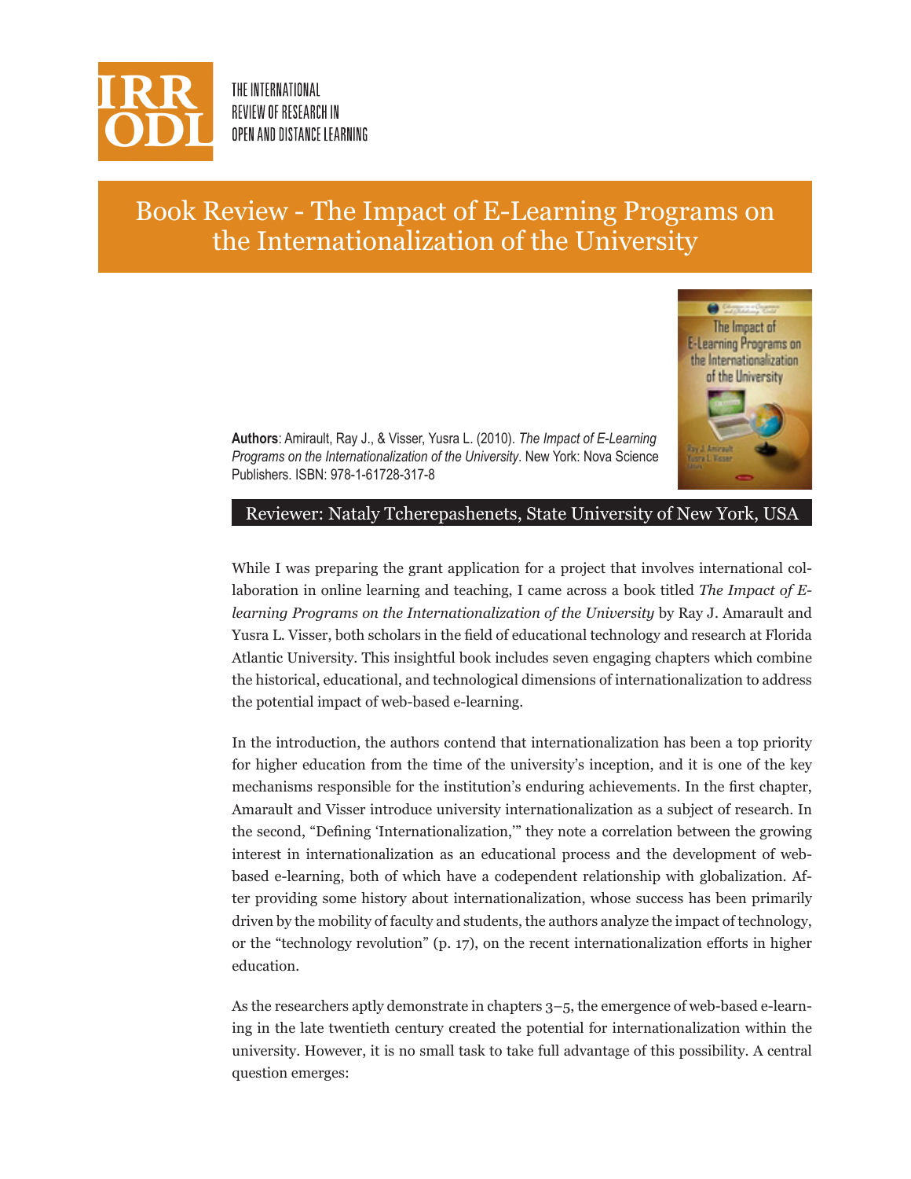THE INTERNATIONAL REVIEW OF RESEARCH IN OPEN AND DISTANCE LEARNING

# Book Review - The Impact of E-Learning Programs on the Internationalization of the University

**Authors**: Amirault, Ray J., & Visser, Yusra L. (2010). *The Impact of E-Learning Programs on the Internationalization of the University*. New York: Nova Science Publishers. ISBN: 978-1-61728-317-8

## Reviewer: Nataly Tcherepashenets, State University of New York, USA

While I was preparing the grant application for a project that involves international collaboration in online learning and teaching, I came across a book titled *The Impact of E-learning Programs on the Internationalization of the University* by Ray J. Amarault and Yusra L. Visser, both scholars in the field of educational technology and research at Florida Atlantic University. This insightful book includes seven engaging chapters which combine the historical, educational, and technological dimensions of internationalization to address the potential impact of web-based e-learning.

In the introduction, the authors contend that internationalization has been a top priority for higher education from the time of the university's inception, and it is one of the key mechanisms responsible for the institution's enduring achievements. In the first chapter, Amarault and Visser introduce university internationalization as a subject of research. In the second, "Defining 'Internationalization,'" they note a correlation between the growing interest in internationalization as an educational process and the development of web-based e-learning, both of which have a codependent relationship with globalization. After providing some history about internationalization, whose success has been primarily driven by the mobility of faculty and students, the authors analyze the impact of technology, or the "technology revolution" (p. 17), on the recent internationalization efforts in higher education.

As the researchers aptly demonstrate in chapters 3–5, the emergence of web-based e-learning in the late twentieth century created the potential for internationalization within the university. However, it is no small task to take full advantage of this possibility. A central question emerges: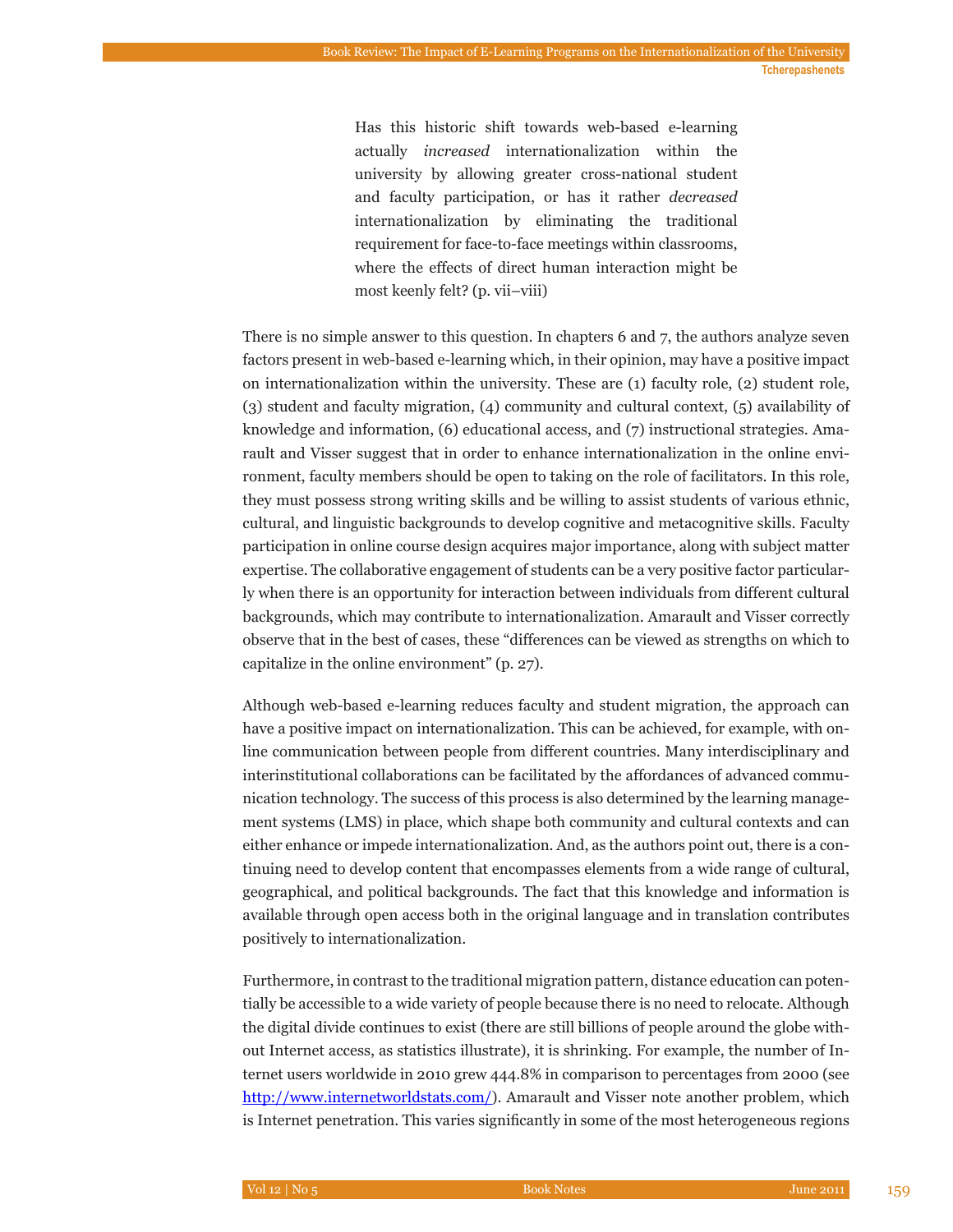> Has this historic shift towards web-based e-learning actually *increased* internationalization within the university by allowing greater cross-national student and faculty participation, or has it rather *decreased* internationalization by eliminating the traditional requirement for face-to-face meetings within classrooms, where the effects of direct human interaction might be most keenly felt? (p. vii–viii)

There is no simple answer to this question. In chapters 6 and 7, the authors analyze seven factors present in web-based e-learning which, in their opinion, may have a positive impact on internationalization within the university. These are (1) faculty role, (2) student role, (3) student and faculty migration, (4) community and cultural context, (5) availability of knowledge and information, (6) educational access, and (7) instructional strategies. Amarault and Visser suggest that in order to enhance internationalization in the online environment, faculty members should be open to taking on the role of facilitators. In this role, they must possess strong writing skills and be willing to assist students of various ethnic, cultural, and linguistic backgrounds to develop cognitive and metacognitive skills. Faculty participation in online course design acquires major importance, along with subject matter expertise. The collaborative engagement of students can be a very positive factor particularly when there is an opportunity for interaction between individuals from different cultural backgrounds, which may contribute to internationalization. Amarault and Visser correctly observe that in the best of cases, these "differences can be viewed as strengths on which to capitalize in the online environment" (p. 27).

Although web-based e-learning reduces faculty and student migration, the approach can have a positive impact on internationalization. This can be achieved, for example, with online communication between people from different countries. Many interdisciplinary and interinstitutional collaborations can be facilitated by the affordances of advanced communication technology. The success of this process is also determined by the learning management systems (LMS) in place, which shape both community and cultural contexts and can either enhance or impede internationalization. And, as the authors point out, there is a continuing need to develop content that encompasses elements from a wide range of cultural, geographical, and political backgrounds. The fact that this knowledge and information is available through open access both in the original language and in translation contributes positively to internationalization.

Furthermore, in contrast to the traditional migration pattern, distance education can potentially be accessible to a wide variety of people because there is no need to relocate. Although the digital divide continues to exist (there are still billions of people around the globe without Internet access, as statistics illustrate), it is shrinking. For example, the number of Internet users worldwide in 2010 grew 444.8% in comparison to percentages from 2000 (see [http://www.internetworldstats.com/](http://www.internetworldstats.com/)). Amarault and Visser note another problem, which is Internet penetration. This varies significantly in some of the most heterogeneous regions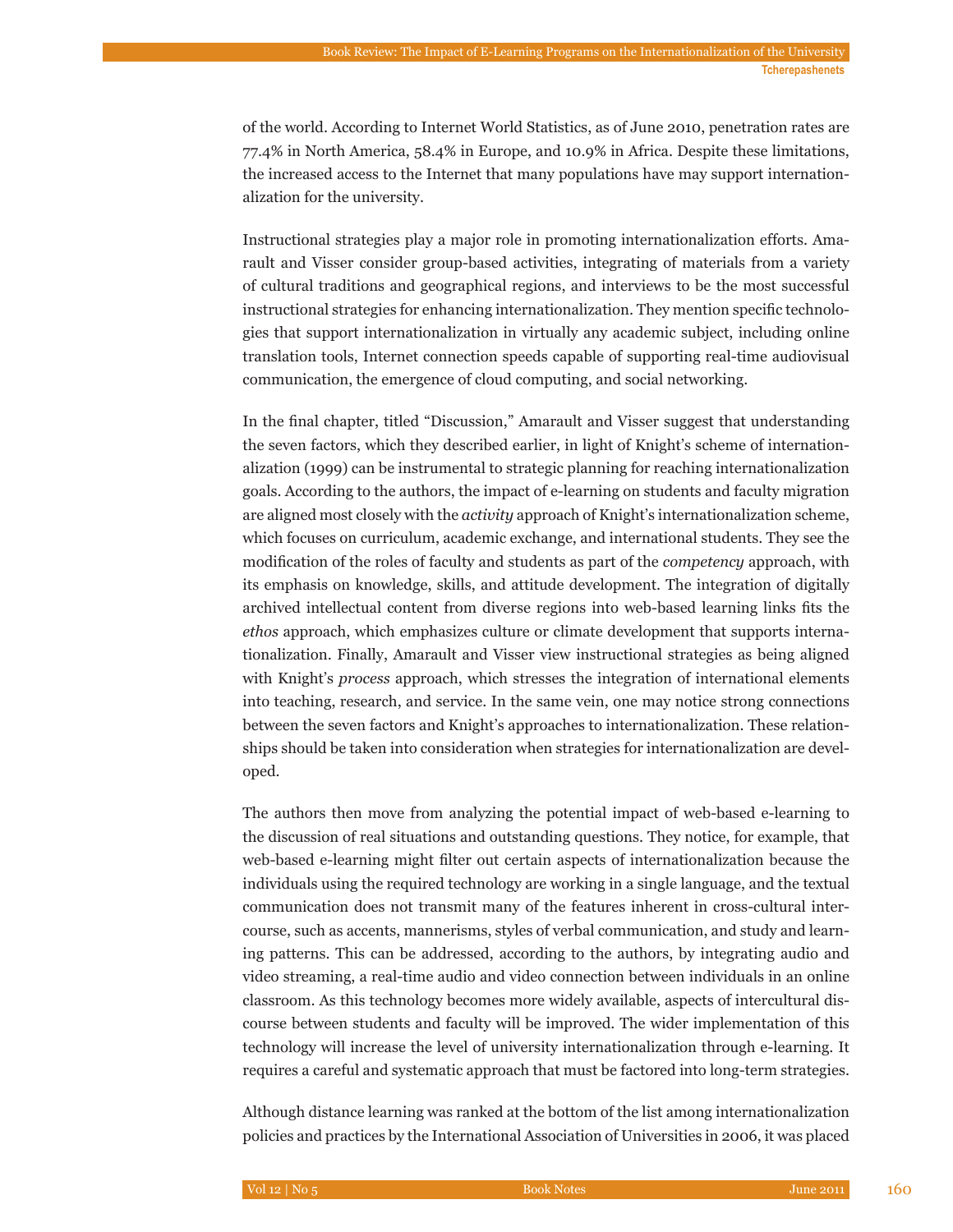of the world. According to Internet World Statistics, as of June 2010, penetration rates are 77.4% in North America, 58.4% in Europe, and 10.9% in Africa. Despite these limitations, the increased access to the Internet that many populations have may support internationalization for the university.

Instructional strategies play a major role in promoting internationalization efforts. Amarault and Visser consider group-based activities, integrating of materials from a variety of cultural traditions and geographical regions, and interviews to be the most successful instructional strategies for enhancing internationalization. They mention specific technologies that support internationalization in virtually any academic subject, including online translation tools, Internet connection speeds capable of supporting real-time audiovisual communication, the emergence of cloud computing, and social networking.

In the final chapter, titled "Discussion," Amarault and Visser suggest that understanding the seven factors, which they described earlier, in light of Knight's scheme of internationalization (1999) can be instrumental to strategic planning for reaching internationalization goals. According to the authors, the impact of e-learning on students and faculty migration are aligned most closely with the *activity* approach of Knight's internationalization scheme, which focuses on curriculum, academic exchange, and international students. They see the modification of the roles of faculty and students as part of the *competency* approach, with its emphasis on knowledge, skills, and attitude development. The integration of digitally archived intellectual content from diverse regions into web-based learning links fits the *ethos* approach, which emphasizes culture or climate development that supports internationalization. Finally, Amarault and Visser view instructional strategies as being aligned with Knight's *process* approach, which stresses the integration of international elements into teaching, research, and service. In the same vein, one may notice strong connections between the seven factors and Knight's approaches to internationalization. These relationships should be taken into consideration when strategies for internationalization are developed.

The authors then move from analyzing the potential impact of web-based e-learning to the discussion of real situations and outstanding questions. They notice, for example, that web-based e-learning might filter out certain aspects of internationalization because the individuals using the required technology are working in a single language, and the textual communication does not transmit many of the features inherent in cross-cultural intercourse, such as accents, mannerisms, styles of verbal communication, and study and learning patterns. This can be addressed, according to the authors, by integrating audio and video streaming, a real-time audio and video connection between individuals in an online classroom. As this technology becomes more widely available, aspects of intercultural discourse between students and faculty will be improved. The wider implementation of this technology will increase the level of university internationalization through e-learning. It requires a careful and systematic approach that must be factored into long-term strategies.

Although distance learning was ranked at the bottom of the list among internationalization policies and practices by the International Association of Universities in 2006, it was placed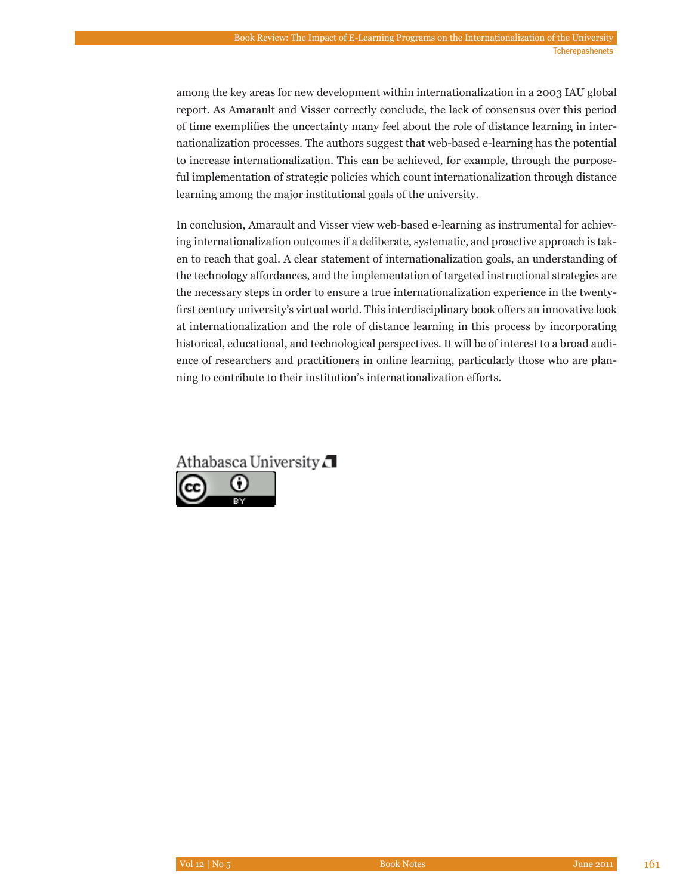among the key areas for new development within internationalization in a 2003 IAU global report. As Amarault and Visser correctly conclude, the lack of consensus over this period of time exemplifies the uncertainty many feel about the role of distance learning in internationalization processes. The authors suggest that web-based e-learning has the potential to increase internationalization. This can be achieved, for example, through the purposeful implementation of strategic policies which count internationalization through distance learning among the major institutional goals of the university.

In conclusion, Amarault and Visser view web-based e-learning as instrumental for achieving internationalization outcomes if a deliberate, systematic, and proactive approach is taken to reach that goal. A clear statement of internationalization goals, an understanding of the technology affordances, and the implementation of targeted instructional strategies are the necessary steps in order to ensure a true internationalization experience in the twenty-first century university's virtual world. This interdisciplinary book offers an innovative look at internationalization and the role of distance learning in this process by incorporating historical, educational, and technological perspectives. It will be of interest to a broad audience of researchers and practitioners in online learning, particularly those who are planning to contribute to their institution's internationalization efforts.

Athabasca University